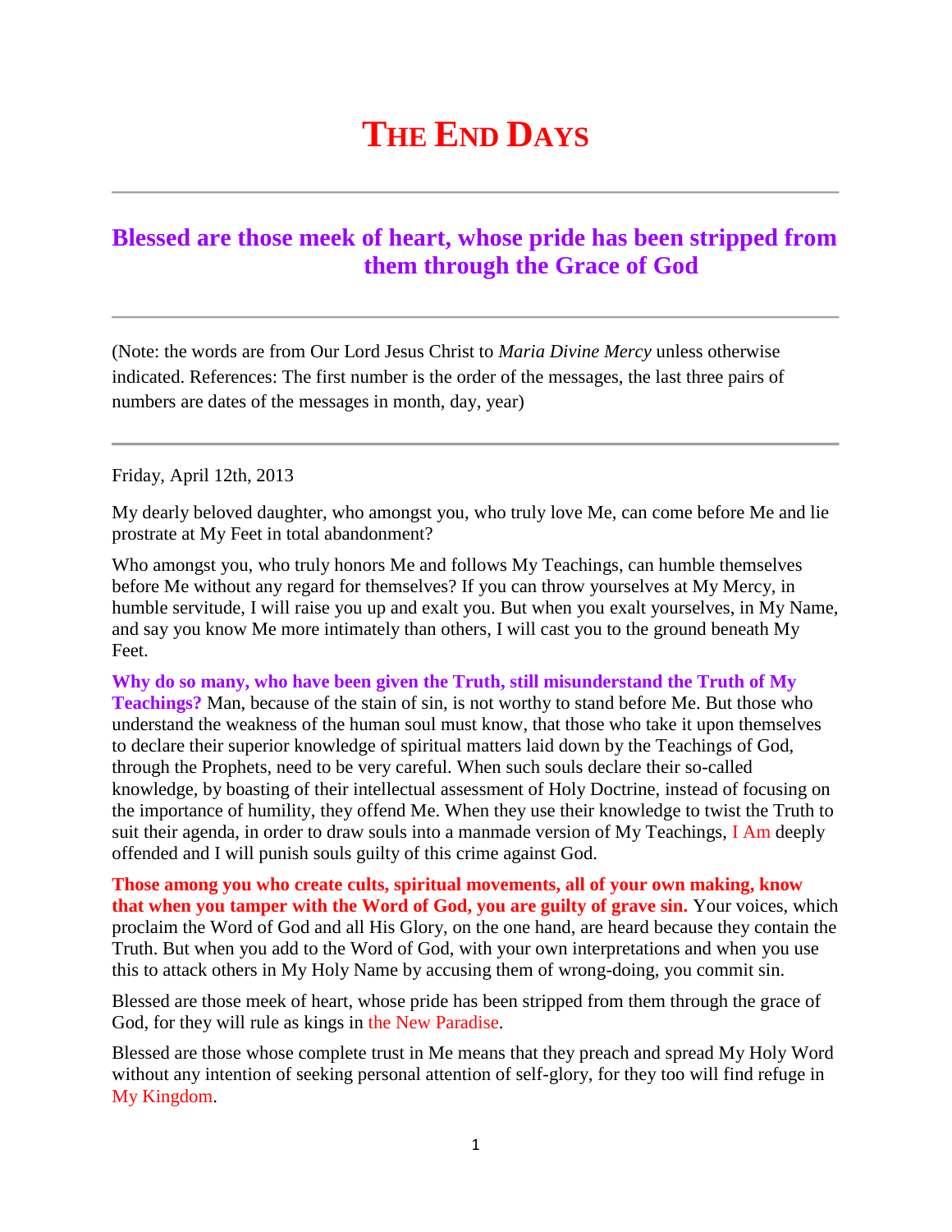# THE END DAYS

## Blessed are those meek of heart, whose pride has been stripped from them through the Grace of God

(Note: the words are from Our Lord Jesus Christ to *Maria Divine Mercy* unless otherwise indicated. References: The first number is the order of the messages, the last three pairs of numbers are dates of the messages in month, day, year)

Friday, April 12th, 2013

My dearly beloved daughter, who amongst you, who truly love Me, can come before Me and lie prostrate at My Feet in total abandonment?

Who amongst you, who truly honors Me and follows My Teachings, can humble themselves before Me without any regard for themselves? If you can throw yourselves at My Mercy, in humble servitude, I will raise you up and exalt you. But when you exalt yourselves, in My Name, and say you know Me more intimately than others, I will cast you to the ground beneath My Feet.

**Why do so many, who have been given the Truth, still misunderstand the Truth of My Teachings?** Man, because of the stain of sin, is not worthy to stand before Me. But those who understand the weakness of the human soul must know, that those who take it upon themselves to declare their superior knowledge of spiritual matters laid down by the Teachings of God, through the Prophets, need to be very careful. When such souls declare their so-called knowledge, by boasting of their intellectual assessment of Holy Doctrine, instead of focusing on the importance of humility, they offend Me. When they use their knowledge to twist the Truth to suit their agenda, in order to draw souls into a manmade version of My Teachings, I Am deeply offended and I will punish souls guilty of this crime against God.

**Those among you who create cults, spiritual movements, all of your own making, know that when you tamper with the Word of God, you are guilty of grave sin.** Your voices, which proclaim the Word of God and all His Glory, on the one hand, are heard because they contain the Truth. But when you add to the Word of God, with your own interpretations and when you use this to attack others in My Holy Name by accusing them of wrong-doing, you commit sin.

Blessed are those meek of heart, whose pride has been stripped from them through the grace of God, for they will rule as kings in the New Paradise.

Blessed are those whose complete trust in Me means that they preach and spread My Holy Word without any intention of seeking personal attention of self-glory, for they too will find refuge in My Kingdom.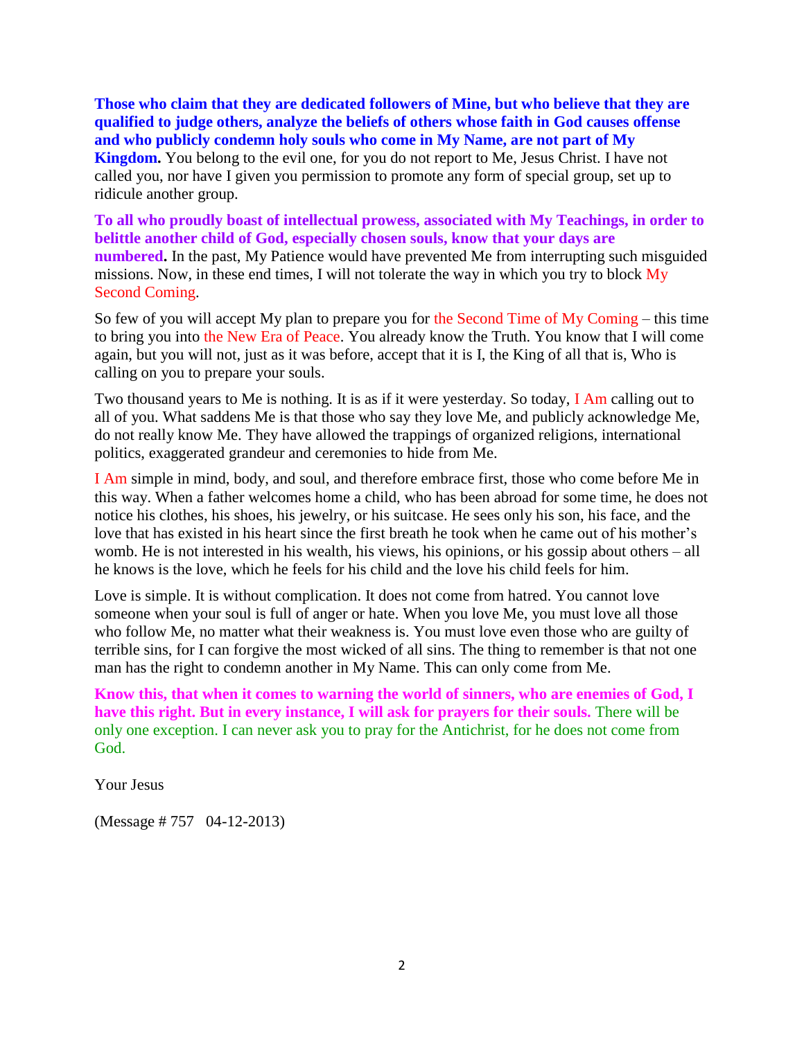**Those who claim that they are dedicated followers of Mine, but who believe that they are qualified to judge others, analyze the beliefs of others whose faith in God causes offense and who publicly condemn holy souls who come in My Name, are not part of My Kingdom.** You belong to the evil one, for you do not report to Me, Jesus Christ. I have not called you, nor have I given you permission to promote any form of special group, set up to ridicule another group.

**To all who proudly boast of intellectual prowess, associated with My Teachings, in order to belittle another child of God, especially chosen souls, know that your days are numbered.** In the past, My Patience would have prevented Me from interrupting such misguided missions. Now, in these end times, I will not tolerate the way in which you try to block My Second Coming.

So few of you will accept My plan to prepare you for the Second Time of My Coming – this time to bring you into the New Era of Peace. You already know the Truth. You know that I will come again, but you will not, just as it was before, accept that it is I, the King of all that is, Who is calling on you to prepare your souls.

Two thousand years to Me is nothing. It is as if it were yesterday. So today, I Am calling out to all of you. What saddens Me is that those who say they love Me, and publicly acknowledge Me, do not really know Me. They have allowed the trappings of organized religions, international politics, exaggerated grandeur and ceremonies to hide from Me.

I Am simple in mind, body, and soul, and therefore embrace first, those who come before Me in this way. When a father welcomes home a child, who has been abroad for some time, he does not notice his clothes, his shoes, his jewelry, or his suitcase. He sees only his son, his face, and the love that has existed in his heart since the first breath he took when he came out of his mother's womb. He is not interested in his wealth, his views, his opinions, or his gossip about others – all he knows is the love, which he feels for his child and the love his child feels for him.

Love is simple. It is without complication. It does not come from hatred. You cannot love someone when your soul is full of anger or hate. When you love Me, you must love all those who follow Me, no matter what their weakness is. You must love even those who are guilty of terrible sins, for I can forgive the most wicked of all sins. The thing to remember is that not one man has the right to condemn another in My Name. This can only come from Me.

**Know this, that when it comes to warning the world of sinners, who are enemies of God, I have this right. But in every instance, I will ask for prayers for their souls.** There will be only one exception. I can never ask you to pray for the Antichrist, for he does not come from God.

Your Jesus

(Message # 757 04-12-2013)